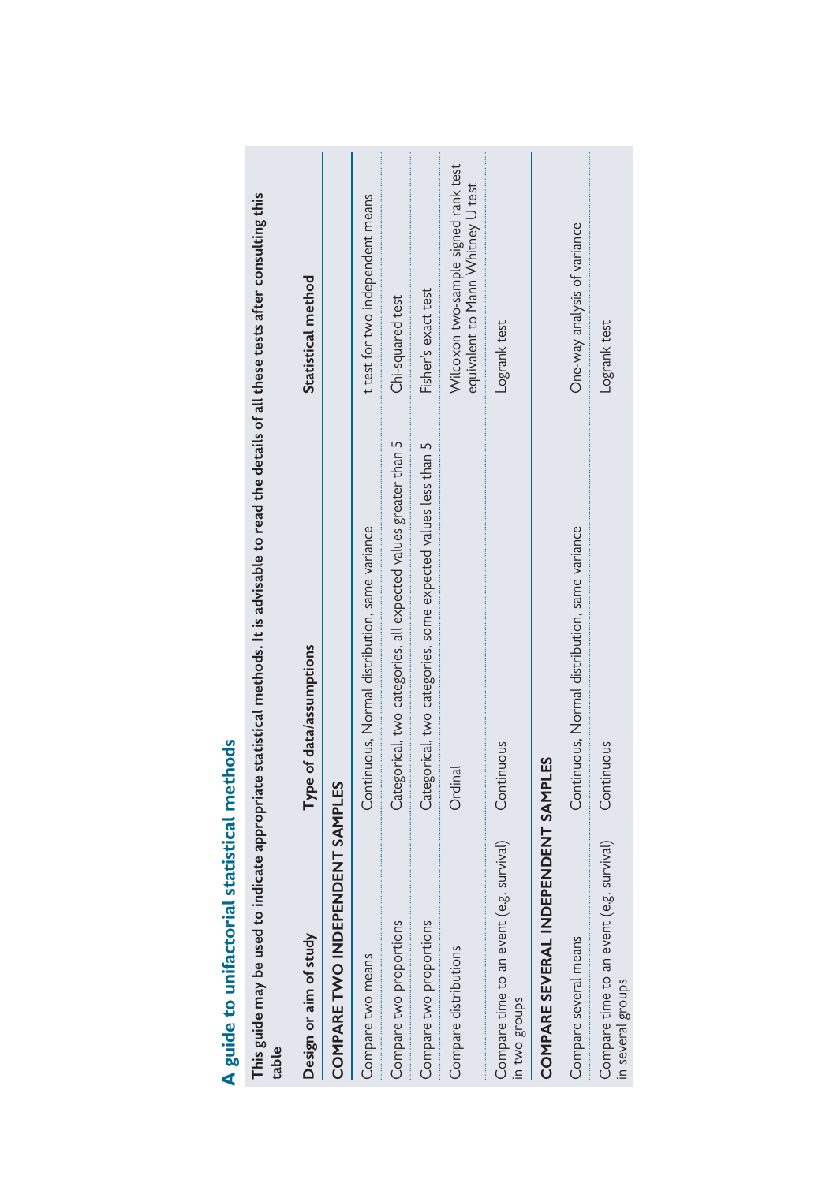# A guide to unifactorial statistical methods

**This guide may be used to indicate appropriate statistical methods. It is advisable to read the details of all these tests after consulting this table**

| Design or aim of study | Type of data/assumptions | Statistical method |
|---|---|---|
| **COMPARE TWO INDEPENDENT SAMPLES** | | |
| Compare two means | Continuous, Normal distribution, same variance | t test for two independent means |
| Compare two proportions | Categorical, two categories, all expected values greater than 5 | Chi-squared test |
| Compare two proportions | Categorical, two categories, some expected values less than 5 | Fisher's exact test |
| Compare distributions | Ordinal | Wilcoxon two-sample signed rank test equivalent to Mann Whitney U test |
| Compare time to an event (e.g. survival) in two groups | Continuous | Logrank test |
| **COMPARE SEVERAL INDEPENDENT SAMPLES** | | |
| Compare several means | Continuous, Normal distribution, same variance | One-way analysis of variance |
| Compare time to an event (e.g. survival) in several groups | Continuous | Logrank test |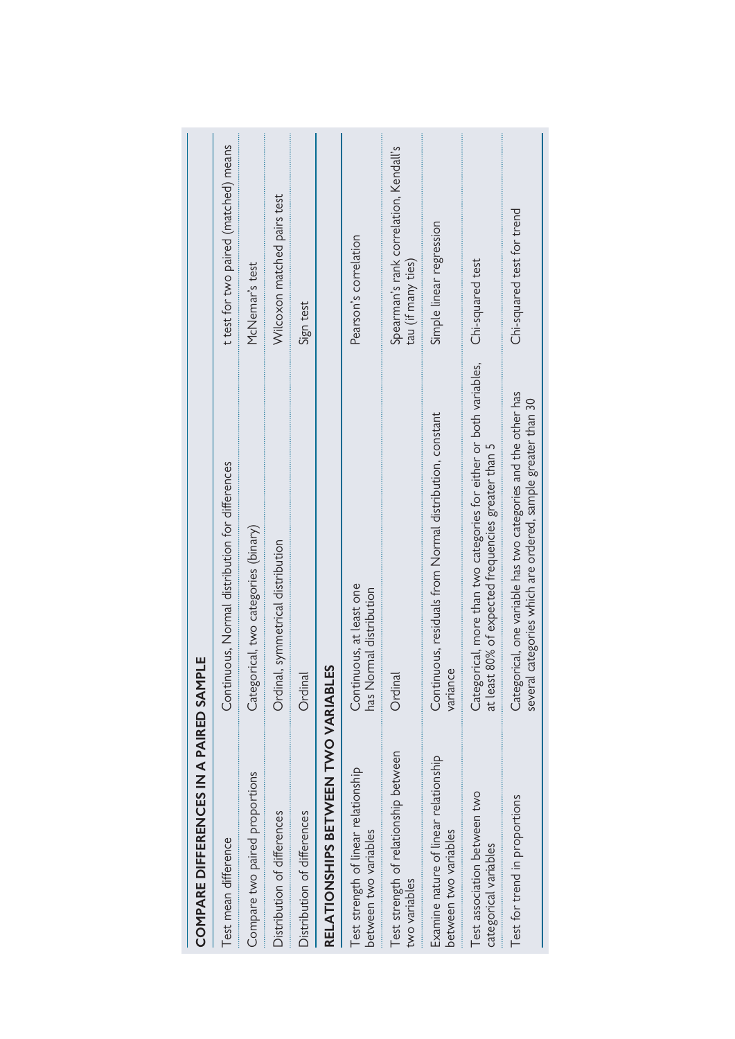| | | |
|---|---|---|
| **COMPARE DIFFERENCES IN A PAIRED SAMPLE** | | |
| Test mean difference | Continuous, Normal distribution for differences | t test for two paired (matched) means |
| Compare two paired proportions | Categorical, two categories (binary) | McNemar's test |
| Distribution of differences | Ordinal, symmetrical distribution | Wilcoxon matched pairs test |
| Distribution of differences | Ordinal | Sign test |
| **RELATIONSHIPS BETWEEN TWO VARIABLES** | | |
| Test strength of linear relationship between two variables | Continuous, at least one has Normal distribution | Pearson's correlation |
| Test strength of relationship between two variables | Ordinal | Spearman's rank correlation, Kendall's tau (if many ties) |
| Examine nature of linear relationship between two variables | Continuous, residuals from Normal distribution, constant variance | Simple linear regression |
| Test association between two categorical variables | Categorical, more than two categories for either or both variables, at least 80% of expected frequencies greater than 5 | Chi-squared test |
| Test for trend in proportions | Categorical, one variable has two categories and the other has several categories which are ordered, sample greater than 30 | Chi-squared test for trend |